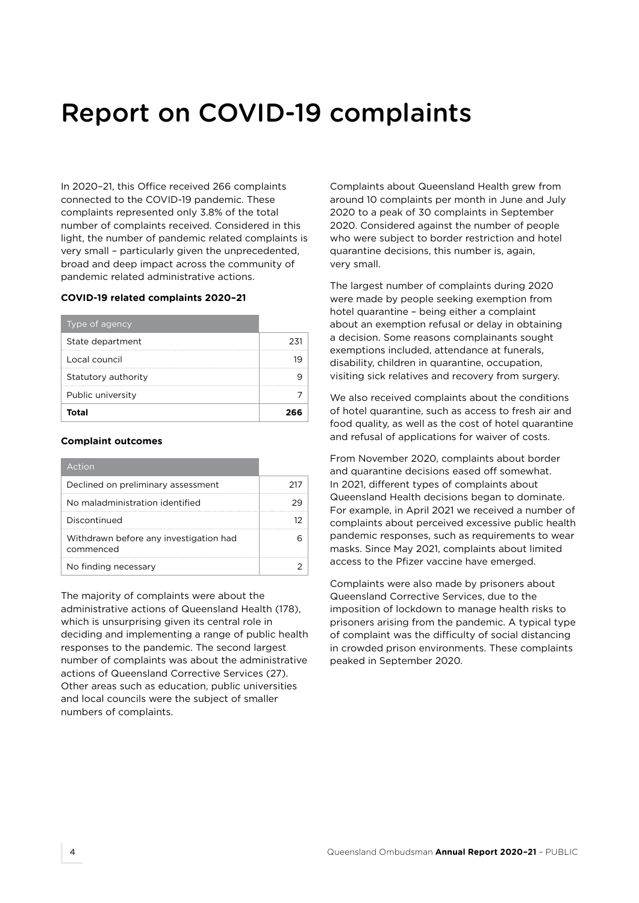# Report on COVID-19 complaints

In 2020–21, this Office received 266 complaints connected to the COVID-19 pandemic. These complaints represented only 3.8% of the total number of complaints received. Considered in this light, the number of pandemic related complaints is very small – particularly given the unprecedented, broad and deep impact across the community of pandemic related administrative actions.

**COVID-19 related complaints 2020–21**

| Type of agency | |
|---|---|
| State department | 231 |
| Local council | 19 |
| Statutory authority | 9 |
| Public university | 7 |
| **Total** | **266** |

**Complaint outcomes**

| Action | |
|---|---|
| Declined on preliminary assessment | 217 |
| No maladministration identified | 29 |
| Discontinued | 12 |
| Withdrawn before any investigation had commenced | 6 |
| No finding necessary | 2 |

The majority of complaints were about the administrative actions of Queensland Health (178), which is unsurprising given its central role in deciding and implementing a range of public health responses to the pandemic. The second largest number of complaints was about the administrative actions of Queensland Corrective Services (27). Other areas such as education, public universities and local councils were the subject of smaller numbers of complaints.

Complaints about Queensland Health grew from around 10 complaints per month in June and July 2020 to a peak of 30 complaints in September 2020. Considered against the number of people who were subject to border restriction and hotel quarantine decisions, this number is, again, very small.

The largest number of complaints during 2020 were made by people seeking exemption from hotel quarantine – being either a complaint about an exemption refusal or delay in obtaining a decision. Some reasons complainants sought exemptions included, attendance at funerals, disability, children in quarantine, occupation, visiting sick relatives and recovery from surgery.

We also received complaints about the conditions of hotel quarantine, such as access to fresh air and food quality, as well as the cost of hotel quarantine and refusal of applications for waiver of costs.

From November 2020, complaints about border and quarantine decisions eased off somewhat. In 2021, different types of complaints about Queensland Health decisions began to dominate. For example, in April 2021 we received a number of complaints about perceived excessive public health pandemic responses, such as requirements to wear masks. Since May 2021, complaints about limited access to the Pfizer vaccine have emerged.

Complaints were also made by prisoners about Queensland Corrective Services, due to the imposition of lockdown to manage health risks to prisoners arising from the pandemic. A typical type of complaint was the difficulty of social distancing in crowded prison environments. These complaints peaked in September 2020.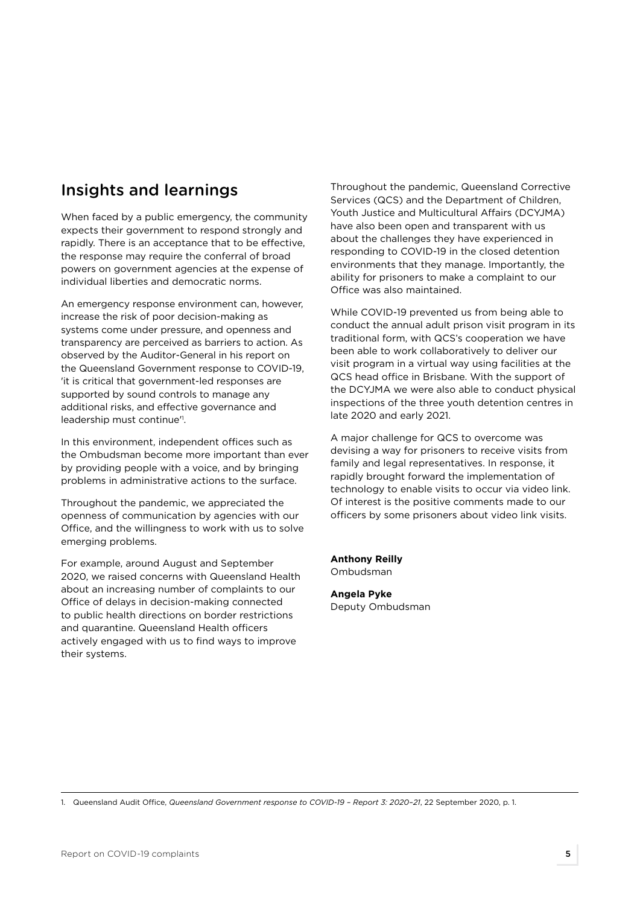## Insights and learnings

When faced by a public emergency, the community expects their government to respond strongly and rapidly. There is an acceptance that to be effective, the response may require the conferral of broad powers on government agencies at the expense of individual liberties and democratic norms.

An emergency response environment can, however, increase the risk of poor decision-making as systems come under pressure, and openness and transparency are perceived as barriers to action. As observed by the Auditor-General in his report on the Queensland Government response to COVID-19, 'it is critical that government-led responses are supported by sound controls to manage any additional risks, and effective governance and leadership must continue'[1].

In this environment, independent offices such as the Ombudsman become more important than ever by providing people with a voice, and by bringing problems in administrative actions to the surface.

Throughout the pandemic, we appreciated the openness of communication by agencies with our Office, and the willingness to work with us to solve emerging problems.

For example, around August and September 2020, we raised concerns with Queensland Health about an increasing number of complaints to our Office of delays in decision-making connected to public health directions on border restrictions and quarantine. Queensland Health officers actively engaged with us to find ways to improve their systems.

Throughout the pandemic, Queensland Corrective Services (QCS) and the Department of Children, Youth Justice and Multicultural Affairs (DCYJMA) have also been open and transparent with us about the challenges they have experienced in responding to COVID-19 in the closed detention environments that they manage. Importantly, the ability for prisoners to make a complaint to our Office was also maintained.

While COVID-19 prevented us from being able to conduct the annual adult prison visit program in its traditional form, with QCS's cooperation we have been able to work collaboratively to deliver our visit program in a virtual way using facilities at the QCS head office in Brisbane. With the support of the DCYJMA we were also able to conduct physical inspections of the three youth detention centres in late 2020 and early 2021.

A major challenge for QCS to overcome was devising a way for prisoners to receive visits from family and legal representatives. In response, it rapidly brought forward the implementation of technology to enable visits to occur via video link. Of interest is the positive comments made to our officers by some prisoners about video link visits.

**Anthony Reilly**
Ombudsman

**Angela Pyke**
Deputy Ombudsman

---

1. Queensland Audit Office, *Queensland Government response to COVID-19 – Report 3: 2020–21*, 22 September 2020, p. 1.